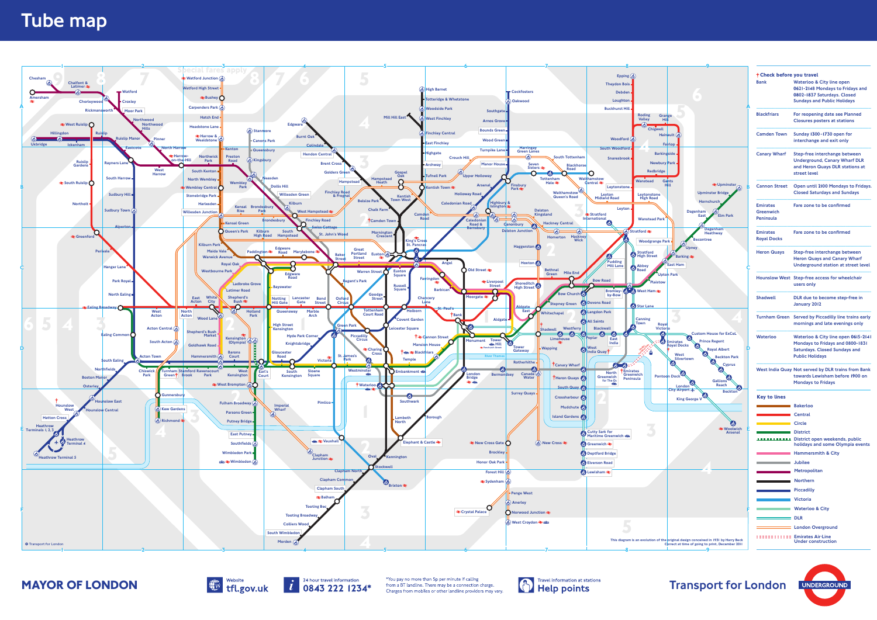# Tube map

## † Check before you travel

| Station | Note |
| --- | --- |
| Bank | Waterloo & City line open 0621-2148 Mondays to Fridays and 0802-1837 Saturdays. Closed Sundays and Public Holidays |
| Blackfriars | For reopening date see Planned Closures posters at stations |
| Camden Town | Sunday 1300-1730 open for interchange and exit only |
| Canary Wharf | Step-free interchange between Underground, Canary Wharf DLR and Heron Quays DLR stations at street level |
| Cannon Street | Open until 2100 Mondays to Fridays. Closed Saturdays and Sundays |
| Emirates Greenwich Peninsula | Fare zone to be confirmed |
| Emirates Royal Docks | Fare zone to be confirmed |
| Heron Quays | Step-free interchange between Heron Quays and Canary Wharf Underground station at street level |
| Hounslow West | Step-free access for wheelchair users only |
| Shadwell | DLR due to become step-free in January 2012 |
| Turnham Green | Served by Piccadilly line trains early mornings and late evenings only |
| Waterloo | Waterloo & City line open 0615-2148 Mondays to Fridays and 0800-1831 Saturdays. Closed Sundays and Public Holidays |
| West India Quay | Not served by DLR trains from Bank towards Lewisham before 1900 on Mondays to Fridays |

## Key to lines

- Bakerloo
- Central
- Circle
- District
- District open weekends, public holidays and some Olympia events
- Hammersmith & City
- Jubilee
- Metropolitan
- Northern
- Piccadilly
- Victoria
- Waterloo & City
- DLR
- London Overground
- Emirates Air-Line Under construction

This diagram is an evolution of the original design conceived in 1931 by Harry Beck. Correct at time of going to print, December 2011

© Transport for London

MAYOR OF LONDON

Website tfl.gov.uk

24 hour travel information 0843 222 1234*

*You pay no more than 5p per minute if calling from a BT landline. There may be a connection charge. Charges from mobiles or other landline providers may vary.

Travel information at stations: Help points

Transport for London

UNDERGROUND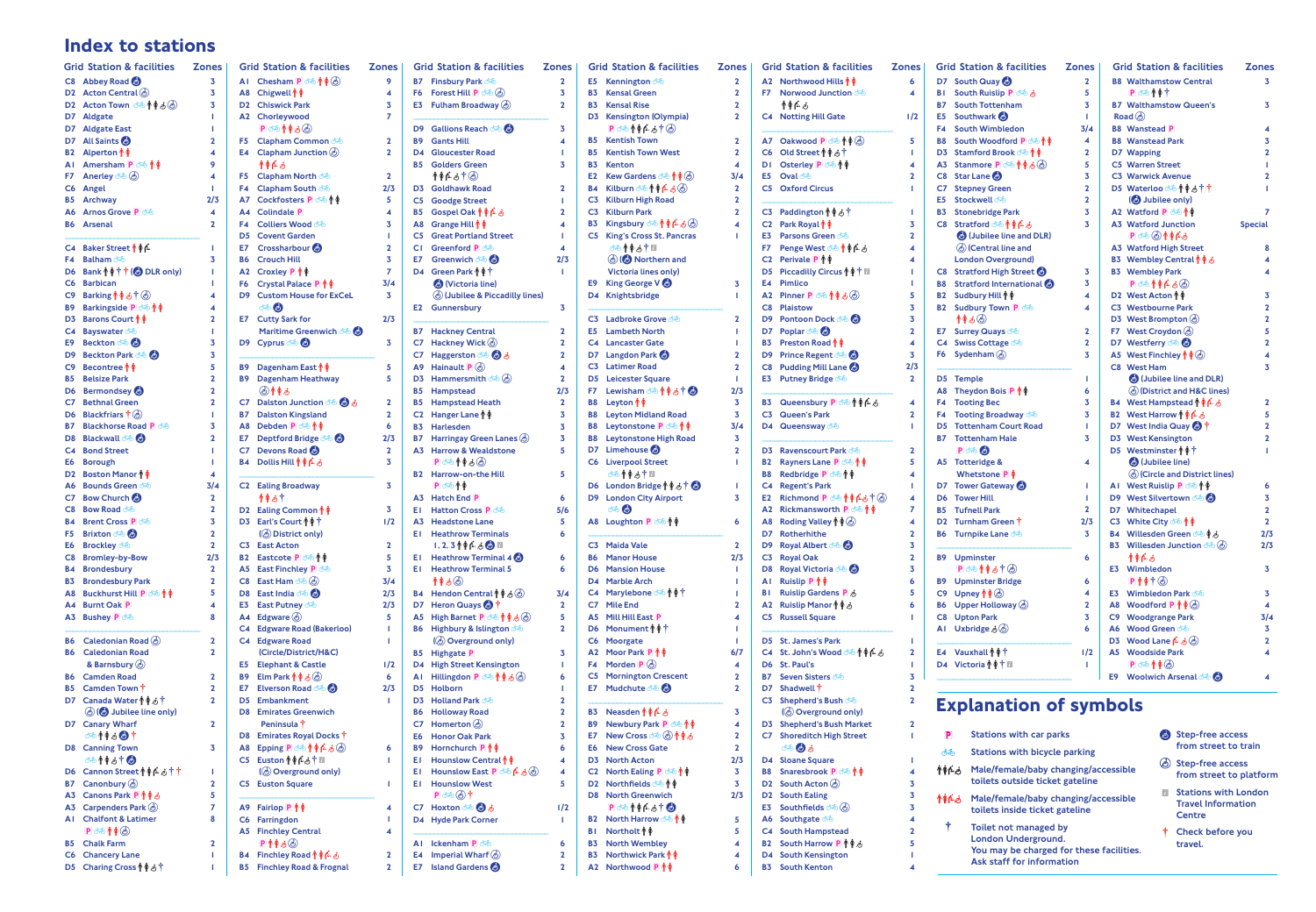# Index to stations

| Grid | Station & facilities | Zones |
|---|---|---|
| C8 | Abbey Road | 3 |
| D2 | Acton Central | 3 |
| D2 | Acton Town | 3 |
| D7 | Aldgate | 1 |
| D7 | Aldgate East | 1 |
| D7 | All Saints | 2 |
| B2 | Alperton | 4 |
| A1 | Amersham | 9 |
| F7 | Anerley | 4 |
| C6 | Angel | 1 |
| B5 | Archway | 2/3 |
| A6 | Arnos Grove | 4 |
| B6 | Arsenal | 2 |
| C4 | Baker Street | 1 |
| F4 | Balham | 3 |
| D6 | Bank (DLR only) | 1 |
| C6 | Barbican | 1 |
| C9 | Barking | 4 |
| B9 | Barkingside | 4 |
| D3 | Barons Court | 2 |
| A5 | Bayswater | 1 |
| E9 | Beckton | 3 |
| D9 | Beckton Park | 3 |
| C9 | Becontree | 5 |
| E5 | Belsize Park | 2 |
| D6 | Bermondsey | 2 |
| C7 | Bethnal Green | 2 |
| D6 | Blackfriars | 1 |
| B7 | Blackhorse Road | 3 |
| D8 | Blackwall | 2 |
| C4 | Bond Street | 1 |
| E6 | Borough | 1 |
| D2 | Boston Manor | 4 |
| A6 | Bounds Green | 3/4 |
| C7 | Bow Church | 2 |
| C8 | Bow Road | 2 |
| B4 | Brent Cross | 3 |
| F5 | Brixton | 2 |
| E6 | Brockley | 2 |
| C8 | Bromley-by-Bow | 2/3 |
| B4 | Brondesbury | 2 |
| B3 | Brondesbury Park | 2 |
| A8 | Buckhurst Hill | 5 |
| A4 | Burnt Oak | 4 |
| A3 | Bushey | 8 |
| B6 | Caledonian Road | 2 |
| B6 | Caledonian Road & Barnsbury | 2 |
| B6 | Camden Road | 2 |
| B5 | Camden Town | 2 |
| D7 | Canada Water (Jubilee line only) | 2 |
| D7 | Canary Wharf | 2 |
| D8 | Canning Town | 3 |
| D6 | Cannon Street | 1 |
| B7 | Canonbury | 2 |
| A3 | Canons Park | 5 |
| A3 | Carpenders Park | 7 |
| A1 | Chalfont & Latimer | 8 |
| B5 | Chalk Farm | 2 |
| C6 | Chancery Lane | 1 |
| D5 | Charing Cross | 1 |
| A1 | Chesham | 9 |
| A8 | Chigwell | 4 |
| D2 | Chiswick Park | 3 |
| A2 | Chorleywood | 7 |
| F5 | Clapham Common | 2 |
| E4 | Clapham Junction | 2 |
| F5 | Clapham North | 2 |
| F4 | Clapham South | 2/3 |
| A7 | Cockfosters | 5 |
| A4 | Colindale | 4 |
| F4 | Colliers Wood | 3 |
| D5 | Covent Garden | 1 |
| E7 | Crossharbour | 2 |
| B6 | Crouch Hill | 3 |
| A2 | Croxley | 7 |
| F6 | Crystal Palace | 3/4 |
| D9 | Custom House for ExCeL | 3 |
| E7 | Cutty Sark for Maritime Greenwich | 2/3 |
| D9 | Cyprus | 3 |
| B9 | Dagenham East | 5 |
| B9 | Dagenham Heathway | 5 |
| C7 | Dalston Junction | 2 |
| B7 | Dalston Kingsland | 2 |
| A8 | Debden | 6 |
| E7 | Deptford Bridge | 2/3 |
| C7 | Devons Road | 2 |
| B4 | Dollis Hill | 3 |
| C2 | Ealing Broadway | 3 |
| D2 | Ealing Common | 3 |
| D3 | Earl's Court (District only) | 1/2 |
| C3 | East Acton | 2 |
| B2 | Eastcote | 5 |
| A5 | East Finchley | 3 |
| C8 | East Ham | 3/4 |
| D8 | East India | 2/3 |
| E3 | East Putney | 2/3 |
| A4 | Edgware | 5 |
| C4 | Edgware Road (Bakerloo) | 1 |
| C4 | Edgware Road (Circle/District/H&C) | 1 |
| E5 | Elephant & Castle | 1/2 |
| B9 | Elm Park | 6 |
| E7 | Elverson Road | 2/3 |
| D5 | Embankment | 1 |
| D8 | Emirates Greenwich Peninsula | 2/3 |
| D8 | Emirates Royal Docks | 3 |
| A8 | Epping | 6 |
| C5 | Euston (Overground only) | 1 |
| C5 | Euston Square | 1 |
| A9 | Fairlop | 4 |
| C6 | Farringdon | 1 |
| A5 | Finchley Central | 4 |
| B4 | Finchley Road | 2 |
| B5 | Finchley Road & Frognal | 2 |
| B7 | Finsbury Park | 2 |
| F6 | Forest Hill | 3 |
| E3 | Fulham Broadway | 2 |
| D9 | Gallions Reach | 3 |
| B9 | Gants Hill | 4 |
| D4 | Gloucester Road | 1 |
| B5 | Golders Green | 3 |
| D3 | Goldhawk Road | 2 |
| C5 | Goodge Street | 1 |
| B5 | Gospel Oak | 2 |
| A8 | Grange Hill | 4 |
| C5 | Great Portland Street | 1 |
| C1 | Greenford | 4 |
| E7 | Greenwich | 2/3 |
| D7 | Green Park (Victoria line) (Jubilee & Piccadilly lines) | 1 |
| E2 | Gunnersbury | 3 |
| B7 | Hackney Central | 2 |
| C7 | Hackney Wick | 2 |
| C7 | Haggerston | 2 |
| A9 | Hainault | 4 |
| D3 | Hammersmith | 2 |
| B5 | Hampstead | 2/3 |
| B5 | Hampstead Heath | 2 |
| C2 | Hanger Lane | 3 |
| B3 | Harlesden | 3 |
| B8 | Harringay Green Lanes | 3 |
| A3 | Harrow & Wealdstone | 5 |
| B2 | Harrow-on-the Hill | 5 |
| A3 | Hatch End | 6 |
| E1 | Hatton Cross | 5/6 |
| A3 | Headstone Lane | 5 |
| E1 | Heathrow Terminals 1, 2, 3 | 6 |
| E1 | Heathrow Terminal 4 | 6 |
| E1 | Heathrow Terminal 5 | 6 |
| B4 | Hendon Central | 3/4 |
| C7 | Heron Quays | 2 |
| A5 | High Barnet | 5 |
| B6 | Highbury & Islington (Overground only) | 2 |
| B5 | Highgate | 3 |
| D4 | High Street Kensington | 1 |
| A1 | Hillingdon | 6 |
| D5 | Holborn | 1 |
| D3 | Holland Park | 2 |
| B6 | Holloway Road | 2 |
| C7 | Homerton | 2 |
| E6 | Honor Oak Park | 3 |
| B9 | Hornchurch | 6 |
| E1 | Hounslow Central | 4 |
| E1 | Hounslow East | 4 |
| E1 | Hounslow West | 5 |
| C7 | Hoxton | 1/2 |
| D4 | Hyde Park Corner | 1 |
| A1 | Ickenham | 6 |
| E4 | Imperial Wharf | 2 |
| E7 | Island Gardens | 2 |
| E5 | Kennington | 2 |
| B3 | Kensal Green | 2 |
| B3 | Kensal Rise | 2 |
| D3 | Kensington (Olympia) | 2 |
| B5 | Kentish Town | 2 |
| B5 | Kentish Town West | 2 |
| B3 | Kenton | 4 |
| E2 | Kew Gardens | 3/4 |
| B4 | Kilburn | 2 |
| C3 | Kilburn High Road | 2 |
| C3 | Kilburn Park | 2 |
| B3 | Kingsbury | 4 |
| C5 | King's Cross St. Pancras (Northern and Victoria lines only) | 1 |
| E9 | King George V | 3 |
| D4 | Knightsbridge | 1 |
| C3 | Ladbroke Grove | 2 |
| E5 | Lambeth North | 1 |
| C4 | Lancaster Gate | 1 |
| D7 | Langdon Park | 2 |
| C3 | Latimer Road | 2 |
| D5 | Leicester Square | 1 |
| F7 | Lewisham | 2/3 |
| B8 | Leyton | 3 |
| B8 | Leyton Midland Road | 3 |
| B8 | Leytonstone | 3/4 |
| B8 | Leytonstone High Road | 3 |
| D7 | Limehouse | 2 |
| C6 | Liverpool Street | 1 |
| D6 | London Bridge | 1 |
| D9 | London City Airport | 3 |
| A8 | Loughton | 6 |
| C3 | Maida Vale | 2 |
| B6 | Manor House | 2/3 |
| D6 | Mansion House | 1 |
| D4 | Marble Arch | 1 |
| C4 | Marylebone | 1 |
| C7 | Mile End | 2 |
| A5 | Mill Hill East | 4 |
| D6 | Monument | 1 |
| C6 | Moorgate | 1 |
| A2 | Moor Park | 6/7 |
| F4 | Morden | 4 |
| C5 | Mornington Crescent | 2 |
| E7 | Mudchute | 2 |
| B3 | Neasden | 3 |
| B9 | Newbury Park | 4 |
| E7 | New Cross | 2 |
| E6 | New Cross Gate | 2 |
| D3 | North Acton | 2/3 |
| C2 | North Ealing | 3 |
| D2 | Northfields | 3 |
| D8 | North Greenwich | 2/3 |
| B2 | North Harrow | 5 |
| B1 | Northolt | 5 |
| B3 | North Wembley | 4 |
| B3 | Northwick Park | 4 |
| A2 | Northwood | 6 |
| A2 | Northwood Hills | 6 |
| F7 | Norwood Junction | 4 |
| C4 | Notting Hill Gate | 1/2 |
| A7 | Oakwood | 5 |
| C6 | Old Street | 1 |
| D1 | Osterley | 4 |
| E5 | Oval | 2 |
| C5 | Oxford Circus | 1 |
| C3 | Paddington | 1 |
| C2 | Park Royal | 3 |
| E3 | Parsons Green | 2 |
| F7 | Penge West | 4 |
| C2 | Perivale | 4 |
| D5 | Piccadilly Circus | 1 |
| E4 | Pimlico | 1 |
| A2 | Pinner | 5 |
| C8 | Plaistow | 3 |
| D9 | Pontoon Dock | 3 |
| D7 | Poplar | 2 |
| B3 | Preston Road | 4 |
| D9 | Prince Regent | 3 |
| C8 | Pudding Mill Lane | 2/3 |
| E3 | Putney Bridge | 2 |
| B3 | Queensbury | 4 |
| C3 | Queen's Park | 2 |
| D4 | Queensway | 1 |
| D3 | Ravenscourt Park | 2 |
| B2 | Rayners Lane | 5 |
| B8 | Redbridge | 4 |
| C4 | Regent's Park | 1 |
| E2 | Richmond | 4 |
| A2 | Rickmansworth | 7 |
| A8 | Roding Valley | 5 |
| D7 | Rotherhithe | 2 |
| D9 | Royal Albert | 3 |
| C3 | Royal Oak | 2 |
| D8 | Royal Victoria | 3 |
| A1 | Ruislip | 6 |
| B1 | Ruislip Gardens | 5 |
| A2 | Ruislip Manor | 6 |
| C5 | Russell Square | 1 |
| D5 | St. James's Park | 1 |
| C4 | St. John's Wood | 2 |
| D6 | St. Paul's | 1 |
| B7 | Seven Sisters | 3 |
| D7 | Shadwell | 2 |
| C3 | Shepherd's Bush (Overground only) | 2 |
| D3 | Shepherd's Bush Market | 2 |
| C7 | Shoreditch High Street | 1 |
| D4 | Sloane Square | 1 |
| B8 | Snaresbrook | 4 |
| D2 | South Acton | 3 |
| D2 | South Ealing | 3 |
| E3 | Southfields | 3 |
| A6 | Southgate | 4 |
| C4 | South Hampstead | 2 |
| B2 | South Harrow | 5 |
| D4 | South Kensington | 1 |
| B3 | South Kenton | 4 |
| D7 | South Quay | 2 |
| B1 | South Ruislip | 5 |
| B7 | South Tottenham | 3 |
| E5 | Southwark | 1 |
| E3 | South Wimbledon | 3/4 |
| B8 | South Woodford | 4 |
| D3 | Stamford Brook | 2 |
| A3 | Stanmore | 5 |
| C8 | Star Lane | 3 |
| C7 | Stepney Green | 2 |
| E5 | Stockwell | 2 |
| B3 | Stonebridge Park | 3 |
| C8 | Stratford (Jubilee line and DLR) (Central line and London Overground) | 3 |
| C8 | Stratford High Street | 3 |
| B8 | Stratford International | 3 |
| B2 | Sudbury Hill | 4 |
| B2 | Sudbury Town | 4 |
| E7 | Surrey Quays | 2 |
| C4 | Swiss Cottage | 2 |
| F6 | Sydenham | 3 |
| D5 | Temple | 1 |
| A8 | Theydon Bois | 6 |
| F4 | Tooting Bec | 3 |
| F4 | Tooting Broadway | 3 |
| D5 | Tottenham Court Road | 1 |
| B7 | Tottenham Hale | 3 |
| A5 | Totteridge & Whetstone | 4 |
| D7 | Tower Gateway | 1 |
| D6 | Tower Hill | 1 |
| B5 | Tufnell Park | 2 |
| D2 | Turnham Green | 2/3 |
| B6 | Turnpike Lane | 3 |
| B9 | Upminster | 6 |
| B9 | Upminster Bridge | 6 |
| C9 | Upney | 4 |
| B6 | Upper Holloway | 3 |
| C8 | Upton Park | 3 |
| A1 | Uxbridge | 6 |
| E4 | Vauxhall | 1/2 |
| D4 | Victoria | 1 |
| B8 | Walthamstow Central | 3 |
| B7 | Walthamstow Queen's Road | 3 |
| B8 | Wanstead | 4 |
| B8 | Wanstead Park | 3 |
| D7 | Wapping | 2 |
| C5 | Warren Street | 1 |
| C3 | Warwick Avenue | 2 |
| D5 | Waterloo (Jubilee only) | 1 |
| A2 | Watford | 7 |
| A3 | Watford Junction | Special |
| A3 | Watford High Street | 8 |
| B3 | Wembley Central | 4 |
| B3 | Wembley Park | 4 |
| D2 | West Acton | 3 |
| C3 | Westbourne Park | 2 |
| D3 | West Brompton | 2 |
| F7 | West Croydon | 5 |
| D7 | Westferry | 2 |
| A5 | West Finchley | 4 |
| C8 | West Ham (Jubilee line and DLR) (District and H&C lines) | 3 |
| B4 | West Hampstead | 2 |
| B2 | West Harrow | 5 |
| D7 | West India Quay | 2 |
| D3 | West Kensington | 2 |
| D5 | Westminster (Jubilee line) (Circle and District lines) | 1 |
| A1 | West Ruislip | 6 |
| D9 | West Silvertown | 3 |
| D7 | Whitechapel | 2 |
| C3 | White City | 2 |
| B4 | Willesden Green | 2/3 |
| B3 | Willesden Junction | 2/3 |
| E3 | Wimbledon | 3 |
| E3 | Wimbledon Park | 3 |
| A8 | Woodford | 4 |
| C9 | Woodgrange Park | 3/4 |
| A6 | Wood Green | 3 |
| D3 | Wood Lane | 2 |
| A5 | Woodside Park | 4 |
| E9 | Woolwich Arsenal | 4 |

## Explanation of symbols

- P — Stations with car parks
- Stations with bicycle parking
- Male/female/baby changing/accessible toilets outside ticket gateline
- Male/female/baby changing/accessible toilets inside ticket gateline
- † Toilet not managed by London Underground. You may be charged for these facilities. Ask staff for information
- Step-free access from street to train
- Step-free access from street to platform
- Stations with London Travel Information Centre
- Check before you travel.